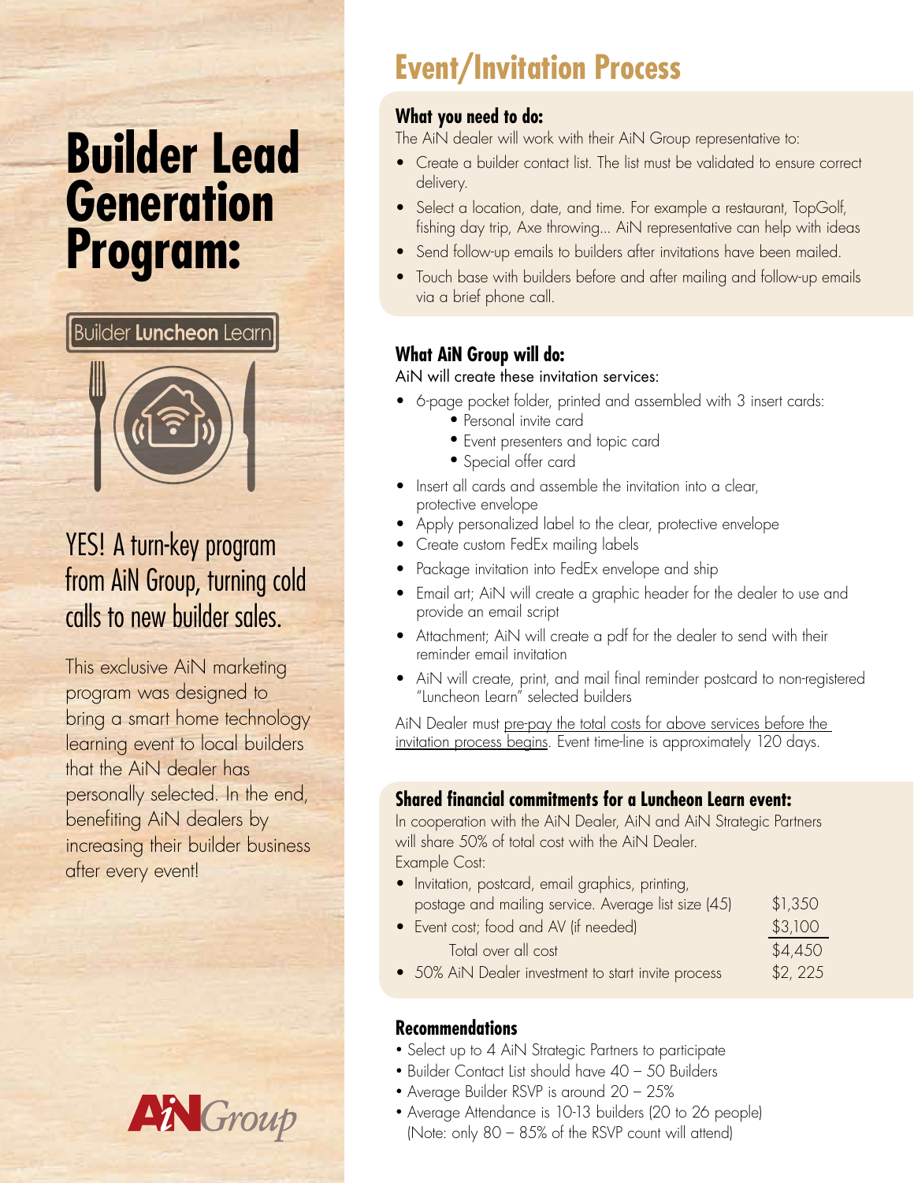# Builder Lead Generation Program:

Builder **Luncheon** Learn

YES! A turn-key program from AiN Group, turning cold calls to new builder sales.

This exclusive AiN marketing program was designed to bring a smart home technology learning event to local builders that the AiN dealer has personally selected. In the end, benefiting AiN dealers by increasing their builder business after every event!

AiN Group

## Event/Invitation Process

### What you need to do:

The AiN dealer will work with their AiN Group representative to:

- Create a builder contact list. The list must be validated to ensure correct delivery.
- Select a location, date, and time. For example a restaurant, TopGolf, fishing day trip, Axe throwing... AiN representative can help with ideas
- Send follow-up emails to builders after invitations have been mailed.
- Touch base with builders before and after mailing and follow-up emails via a brief phone call.

### What AiN Group will do:

AiN will create these invitation services:

- 6-page pocket folder, printed and assembled with 3 insert cards:
  - Personal invite card
  - Event presenters and topic card
  - Special offer card
- Insert all cards and assemble the invitation into a clear, protective envelope
- Apply personalized label to the clear, protective envelope
- Create custom FedEx mailing labels
- Package invitation into FedEx envelope and ship
- Email art; AiN will create a graphic header for the dealer to use and provide an email script
- Attachment; AiN will create a pdf for the dealer to send with their reminder email invitation
- AiN will create, print, and mail final reminder postcard to non-registered "Luncheon Learn" selected builders

AiN Dealer must pre-pay the total costs for above services before the invitation process begins. Event time-line is approximately 120 days.

### Shared financial commitments for a Luncheon Learn event:

In cooperation with the AiN Dealer, AiN and AiN Strategic Partners will share 50% of total cost with the AiN Dealer.

Example Cost:

| Item | Cost |
|---|---|
| • Invitation, postcard, email graphics, printing, postage and mailing service. Average list size (45) | $1,350 |
| • Event cost; food and AV (if needed) | $3,100 |
| Total over all cost | $4,450 |
| • 50% AiN Dealer investment to start invite process | $2, 225 |

### Recommendations

- Select up to 4 AiN Strategic Partners to participate
- Builder Contact List should have 40 – 50 Builders
- Average Builder RSVP is around 20 – 25%
- Average Attendance is 10-13 builders (20 to 26 people) (Note: only 80 – 85% of the RSVP count will attend)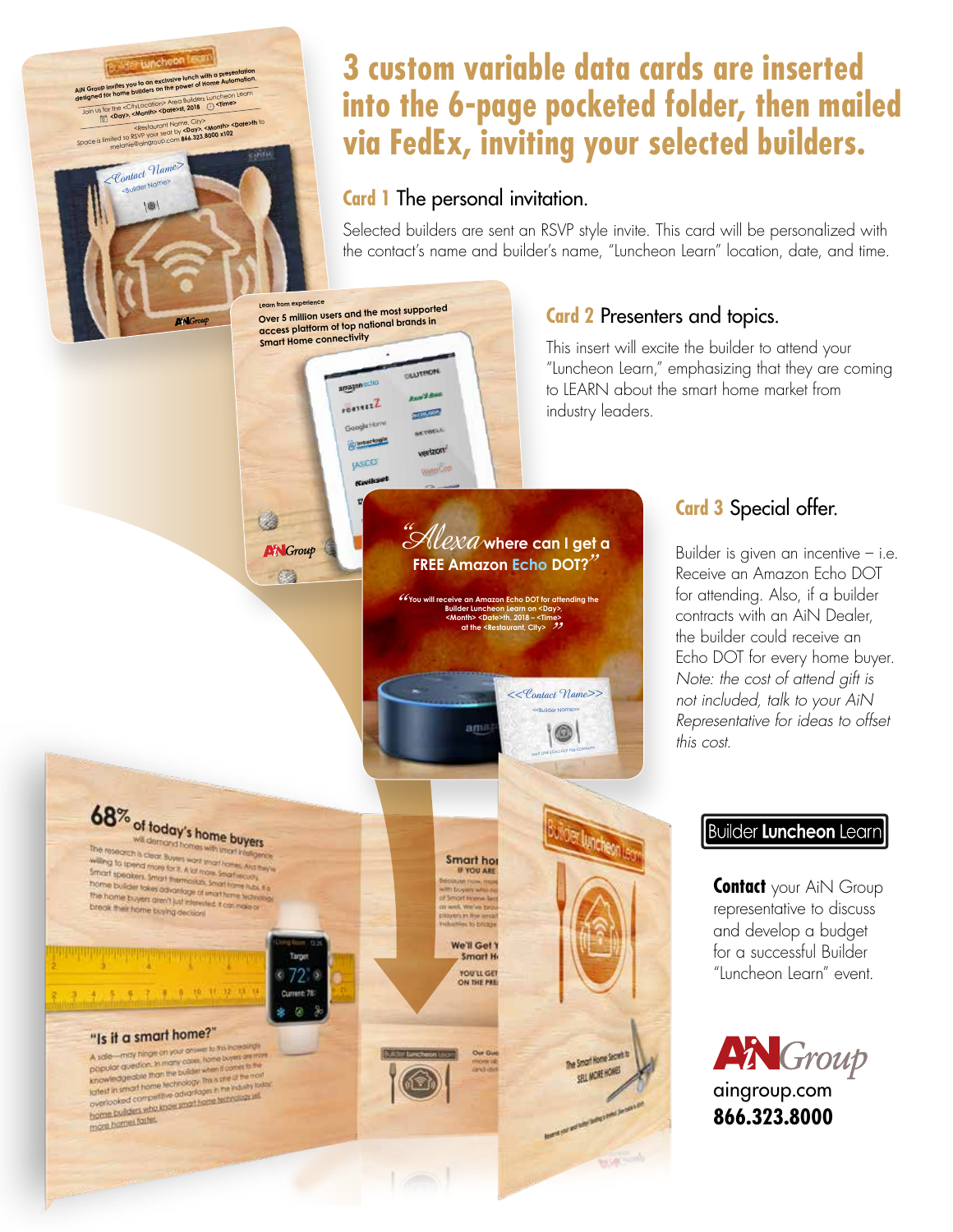# 3 custom variable data cards are inserted into the 6-page pocketed folder, then mailed via FedEx, inviting your selected builders.

## Card 1 The personal invitation.

Selected builders are sent an RSVP style invite. This card will be personalized with the contact's name and builder's name, "Luncheon Learn" location, date, and time.

## Card 2 Presenters and topics.

This insert will excite the builder to attend your "Luncheon Learn," emphasizing that they are coming to LEARN about the smart home market from industry leaders.

## Card 3 Special offer.

Builder is given an incentive – i.e. Receive an Amazon Echo DOT for attending. Also, if a builder contracts with an AiN Dealer, the builder could receive an Echo DOT for every home buyer. *Note: the cost of attend gift is not included, talk to your AiN Representative for ideas to offset this cost.*

Builder **Luncheon** Learn

**Contact** your AiN Group representative to discuss and develop a budget for a successful Builder "Luncheon Learn" event.

AiN Group
aingroup.com
**866.323.8000**